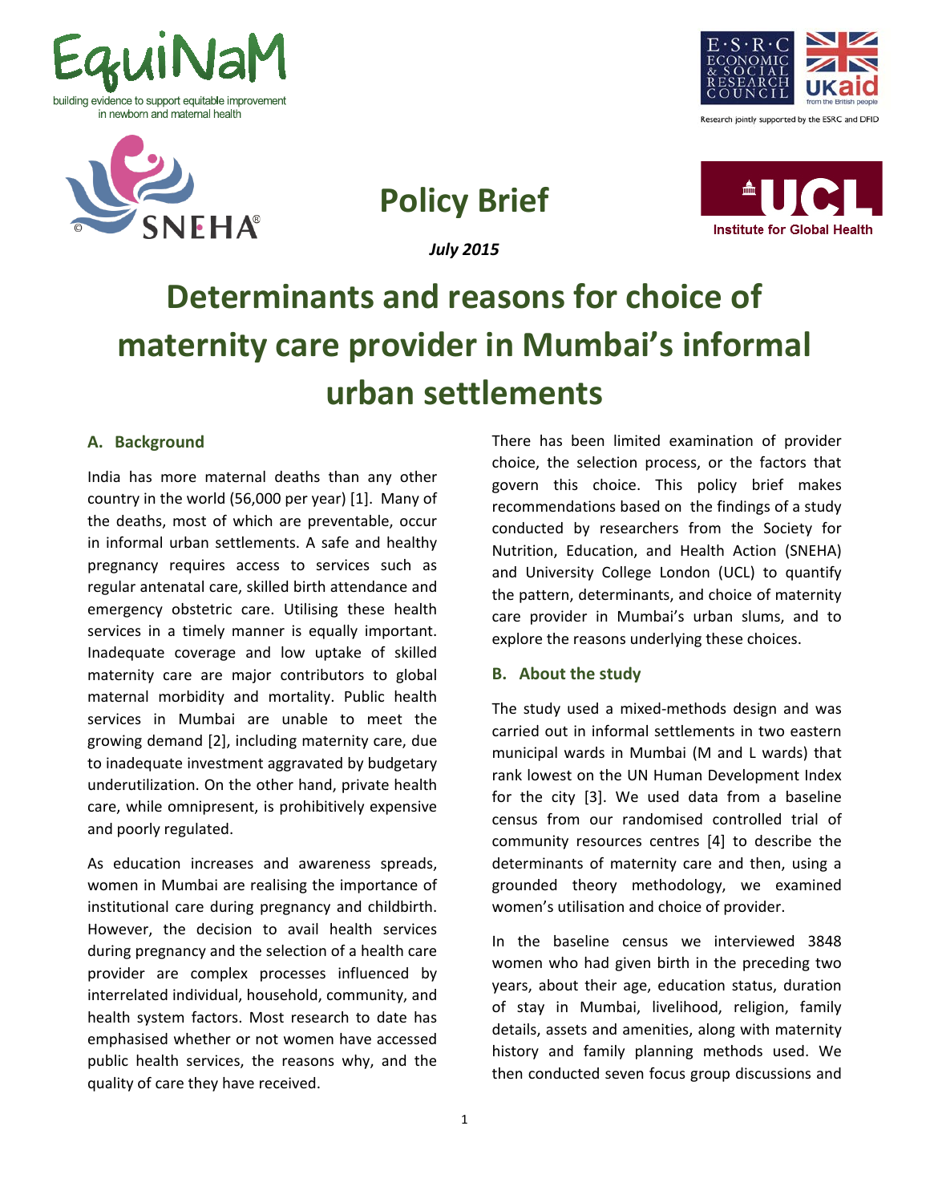EquiNaM

building evidence to support equitable improvement in newborn and maternal health

E·S·R·C ECONOMIC & SOCIAL RESEARCH COUNCIL

UKaid from the British people

Research jointly supported by the ESRC and DFID

SNEHA

UCL Institute for Global Health

# Policy Brief

*July 2015*

# Determinants and reasons for choice of maternity care provider in Mumbai's informal urban settlements

## A. Background

India has more maternal deaths than any other country in the world (56,000 per year) [1]. Many of the deaths, most of which are preventable, occur in informal urban settlements. A safe and healthy pregnancy requires access to services such as regular antenatal care, skilled birth attendance and emergency obstetric care. Utilising these health services in a timely manner is equally important. Inadequate coverage and low uptake of skilled maternity care are major contributors to global maternal morbidity and mortality. Public health services in Mumbai are unable to meet the growing demand [2], including maternity care, due to inadequate investment aggravated by budgetary underutilization. On the other hand, private health care, while omnipresent, is prohibitively expensive and poorly regulated.

As education increases and awareness spreads, women in Mumbai are realising the importance of institutional care during pregnancy and childbirth. However, the decision to avail health services during pregnancy and the selection of a health care provider are complex processes influenced by interrelated individual, household, community, and health system factors. Most research to date has emphasised whether or not women have accessed public health services, the reasons why, and the quality of care they have received.

There has been limited examination of provider choice, the selection process, or the factors that govern this choice. This policy brief makes recommendations based on the findings of a study conducted by researchers from the Society for Nutrition, Education, and Health Action (SNEHA) and University College London (UCL) to quantify the pattern, determinants, and choice of maternity care provider in Mumbai's urban slums, and to explore the reasons underlying these choices.

## B. About the study

The study used a mixed-methods design and was carried out in informal settlements in two eastern municipal wards in Mumbai (M and L wards) that rank lowest on the UN Human Development Index for the city [3]. We used data from a baseline census from our randomised controlled trial of community resources centres [4] to describe the determinants of maternity care and then, using a grounded theory methodology, we examined women's utilisation and choice of provider.

In the baseline census we interviewed 3848 women who had given birth in the preceding two years, about their age, education status, duration of stay in Mumbai, livelihood, religion, family details, assets and amenities, along with maternity history and family planning methods used. We then conducted seven focus group discussions and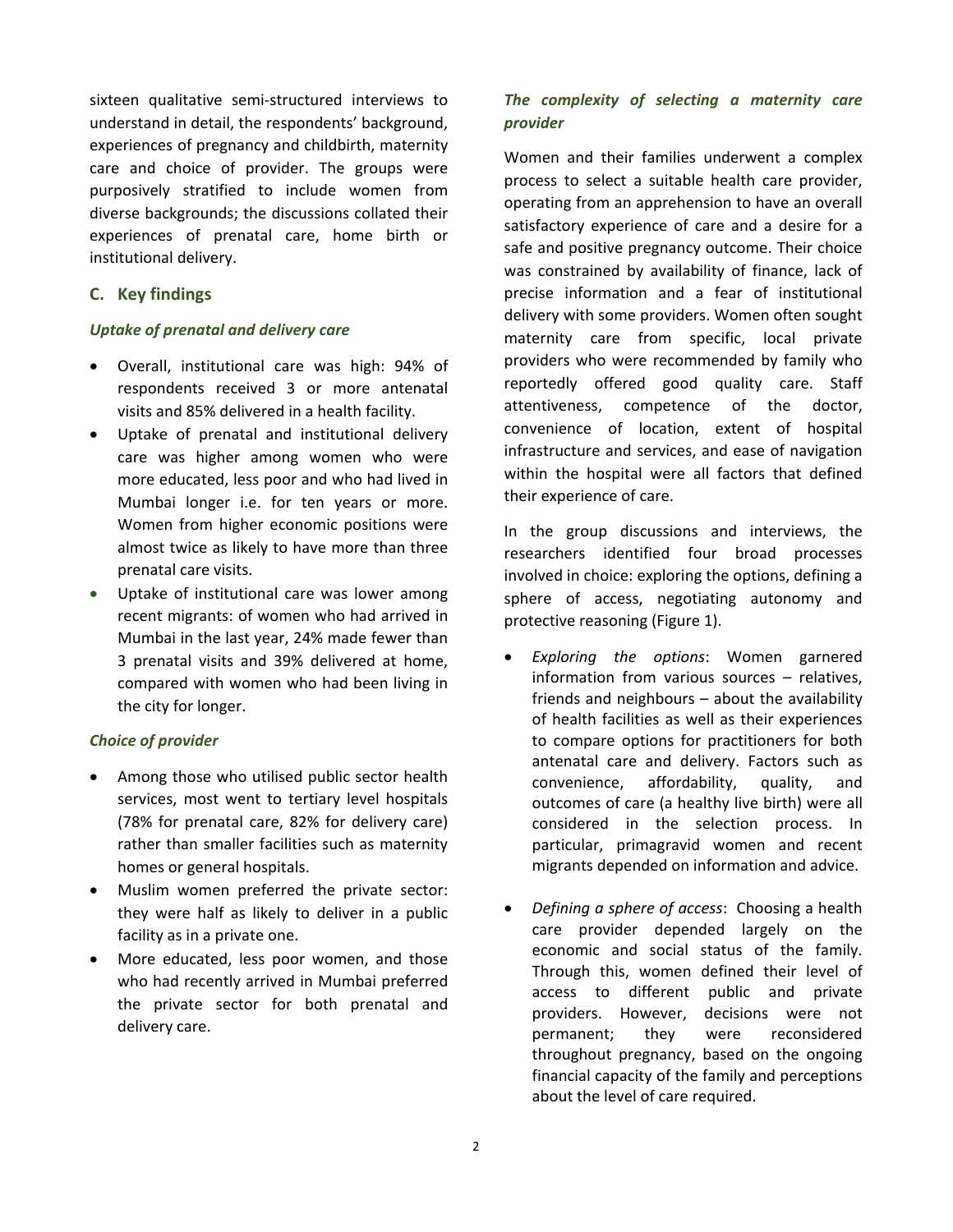sixteen qualitative semi-structured interviews to understand in detail, the respondents' background, experiences of pregnancy and childbirth, maternity care and choice of provider. The groups were purposively stratified to include women from diverse backgrounds; the discussions collated their experiences of prenatal care, home birth or institutional delivery.

## C. Key findings

### *Uptake of prenatal and delivery care*

- Overall, institutional care was high: 94% of respondents received 3 or more antenatal visits and 85% delivered in a health facility.
- Uptake of prenatal and institutional delivery care was higher among women who were more educated, less poor and who had lived in Mumbai longer i.e. for ten years or more. Women from higher economic positions were almost twice as likely to have more than three prenatal care visits.
- Uptake of institutional care was lower among recent migrants: of women who had arrived in Mumbai in the last year, 24% made fewer than 3 prenatal visits and 39% delivered at home, compared with women who had been living in the city for longer.

### *Choice of provider*

- Among those who utilised public sector health services, most went to tertiary level hospitals (78% for prenatal care, 82% for delivery care) rather than smaller facilities such as maternity homes or general hospitals.
- Muslim women preferred the private sector: they were half as likely to deliver in a public facility as in a private one.
- More educated, less poor women, and those who had recently arrived in Mumbai preferred the private sector for both prenatal and delivery care.

### *The complexity of selecting a maternity care provider*

Women and their families underwent a complex process to select a suitable health care provider, operating from an apprehension to have an overall satisfactory experience of care and a desire for a safe and positive pregnancy outcome. Their choice was constrained by availability of finance, lack of precise information and a fear of institutional delivery with some providers. Women often sought maternity care from specific, local private providers who were recommended by family who reportedly offered good quality care. Staff attentiveness, competence of the doctor, convenience of location, extent of hospital infrastructure and services, and ease of navigation within the hospital were all factors that defined their experience of care.

In the group discussions and interviews, the researchers identified four broad processes involved in choice: exploring the options, defining a sphere of access, negotiating autonomy and protective reasoning (Figure 1).

- *Exploring the options*: Women garnered information from various sources – relatives, friends and neighbours – about the availability of health facilities as well as their experiences to compare options for practitioners for both antenatal care and delivery. Factors such as convenience, affordability, quality, and outcomes of care (a healthy live birth) were all considered in the selection process. In particular, primagravid women and recent migrants depended on information and advice.

- *Defining a sphere of access*: Choosing a health care provider depended largely on the economic and social status of the family. Through this, women defined their level of access to different public and private providers. However, decisions were not permanent; they were reconsidered throughout pregnancy, based on the ongoing financial capacity of the family and perceptions about the level of care required.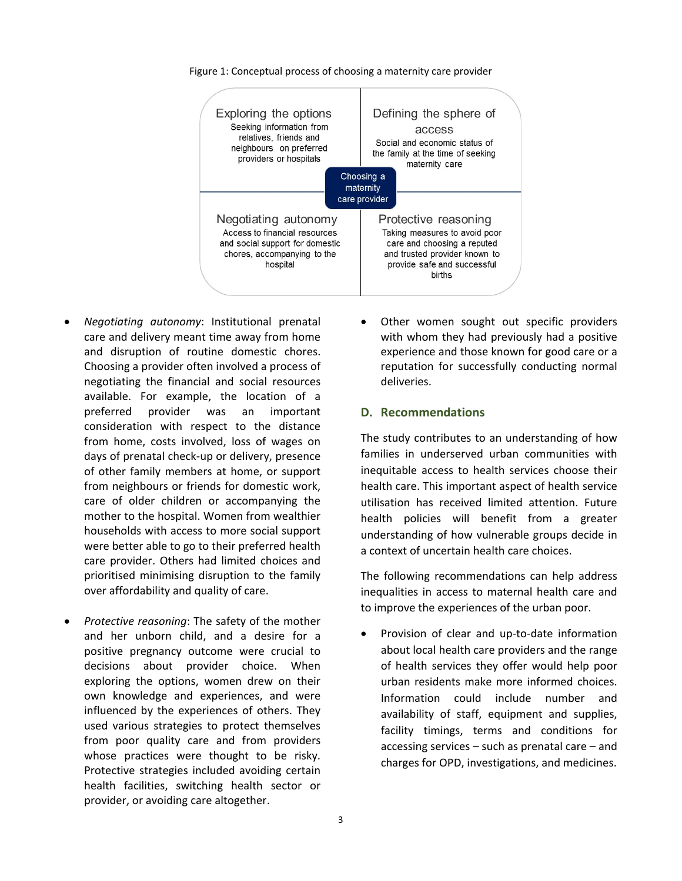Figure 1: Conceptual process of choosing a maternity care provider

**Exploring the options**
Seeking information from relatives, friends and neighbours on preferred providers or hospitals

**Defining the sphere of access**
Social and economic status of the family at the time of seeking maternity care

**Choosing a maternity care provider**

**Negotiating autonomy**
Access to financial resources and social support for domestic chores, accompanying to the hospital

**Protective reasoning**
Taking measures to avoid poor care and choosing a reputed and trusted provider known to provide safe and successful births

- *Negotiating autonomy*: Institutional prenatal care and delivery meant time away from home and disruption of routine domestic chores. Choosing a provider often involved a process of negotiating the financial and social resources available. For example, the location of a preferred provider was an important consideration with respect to the distance from home, costs involved, loss of wages on days of prenatal check-up or delivery, presence of other family members at home, or support from neighbours or friends for domestic work, care of older children or accompanying the mother to the hospital. Women from wealthier households with access to more social support were better able to go to their preferred health care provider. Others had limited choices and prioritised minimising disruption to the family over affordability and quality of care.

- *Protective reasoning*: The safety of the mother and her unborn child, and a desire for a positive pregnancy outcome were crucial to decisions about provider choice. When exploring the options, women drew on their own knowledge and experiences, and were influenced by the experiences of others. They used various strategies to protect themselves from poor quality care and from providers whose practices were thought to be risky. Protective strategies included avoiding certain health facilities, switching health sector or provider, or avoiding care altogether.

- Other women sought out specific providers with whom they had previously had a positive experience and those known for good care or a reputation for successfully conducting normal deliveries.

## D. Recommendations

The study contributes to an understanding of how families in underserved urban communities with inequitable access to health services choose their health care. This important aspect of health service utilisation has received limited attention. Future health policies will benefit from a greater understanding of how vulnerable groups decide in a context of uncertain health care choices.

The following recommendations can help address inequalities in access to maternal health care and to improve the experiences of the urban poor.

- Provision of clear and up-to-date information about local health care providers and the range of health services they offer would help poor urban residents make more informed choices. Information could include number and availability of staff, equipment and supplies, facility timings, terms and conditions for accessing services – such as prenatal care – and charges for OPD, investigations, and medicines.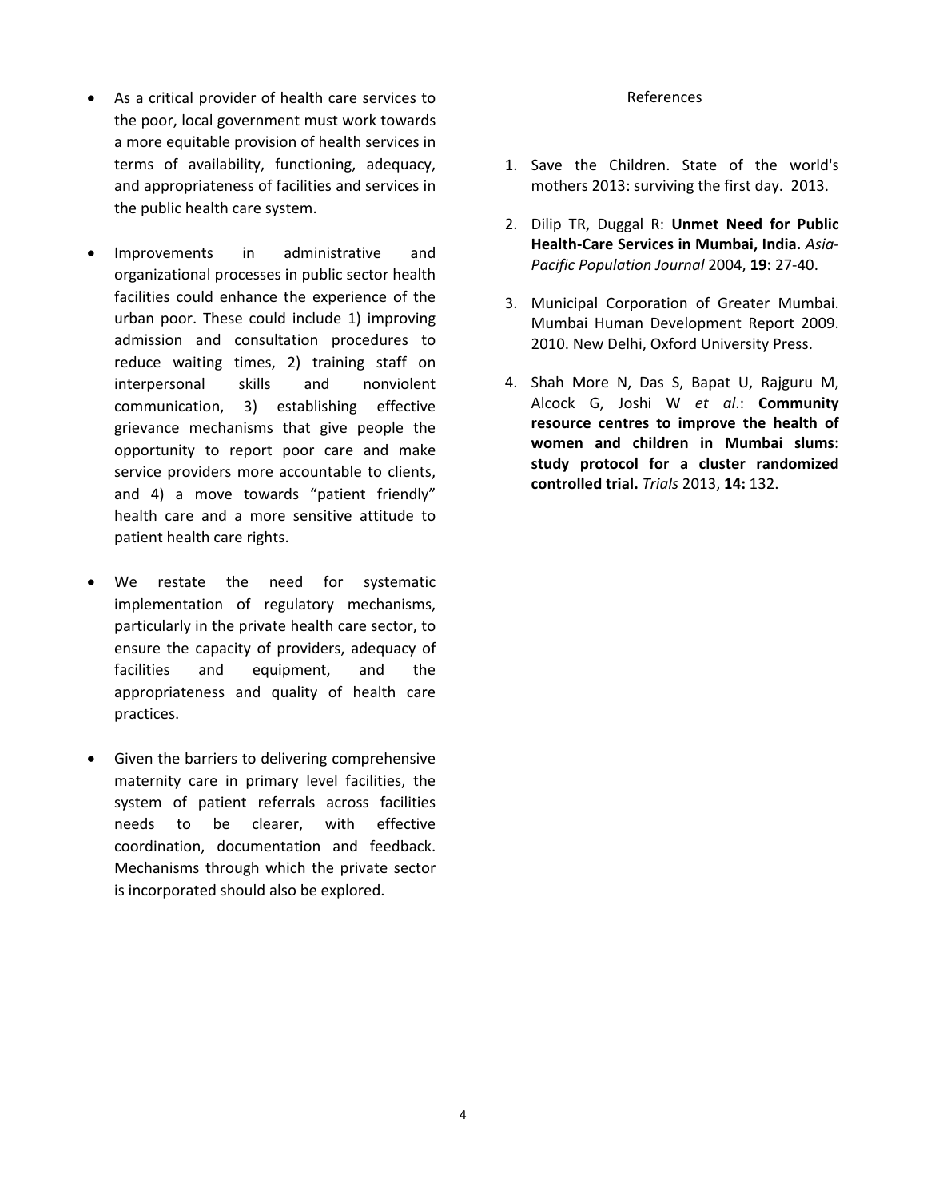- As a critical provider of health care services to the poor, local government must work towards a more equitable provision of health services in terms of availability, functioning, adequacy, and appropriateness of facilities and services in the public health care system.

- Improvements in administrative and organizational processes in public sector health facilities could enhance the experience of the urban poor. These could include 1) improving admission and consultation procedures to reduce waiting times, 2) training staff on interpersonal skills and nonviolent communication, 3) establishing effective grievance mechanisms that give people the opportunity to report poor care and make service providers more accountable to clients, and 4) a move towards "patient friendly" health care and a more sensitive attitude to patient health care rights.

- We restate the need for systematic implementation of regulatory mechanisms, particularly in the private health care sector, to ensure the capacity of providers, adequacy of facilities and equipment, and the appropriateness and quality of health care practices.

- Given the barriers to delivering comprehensive maternity care in primary level facilities, the system of patient referrals across facilities needs to be clearer, with effective coordination, documentation and feedback. Mechanisms through which the private sector is incorporated should also be explored.

## References

1. Save the Children. State of the world's mothers 2013: surviving the first day. 2013.
2. Dilip TR, Duggal R: **Unmet Need for Public Health-Care Services in Mumbai, India.** *Asia-Pacific Population Journal* 2004, **19:** 27-40.
3. Municipal Corporation of Greater Mumbai. Mumbai Human Development Report 2009. 2010. New Delhi, Oxford University Press.
4. Shah More N, Das S, Bapat U, Rajguru M, Alcock G, Joshi W *et al*.: **Community resource centres to improve the health of women and children in Mumbai slums: study protocol for a cluster randomized controlled trial.** *Trials* 2013, **14:** 132.